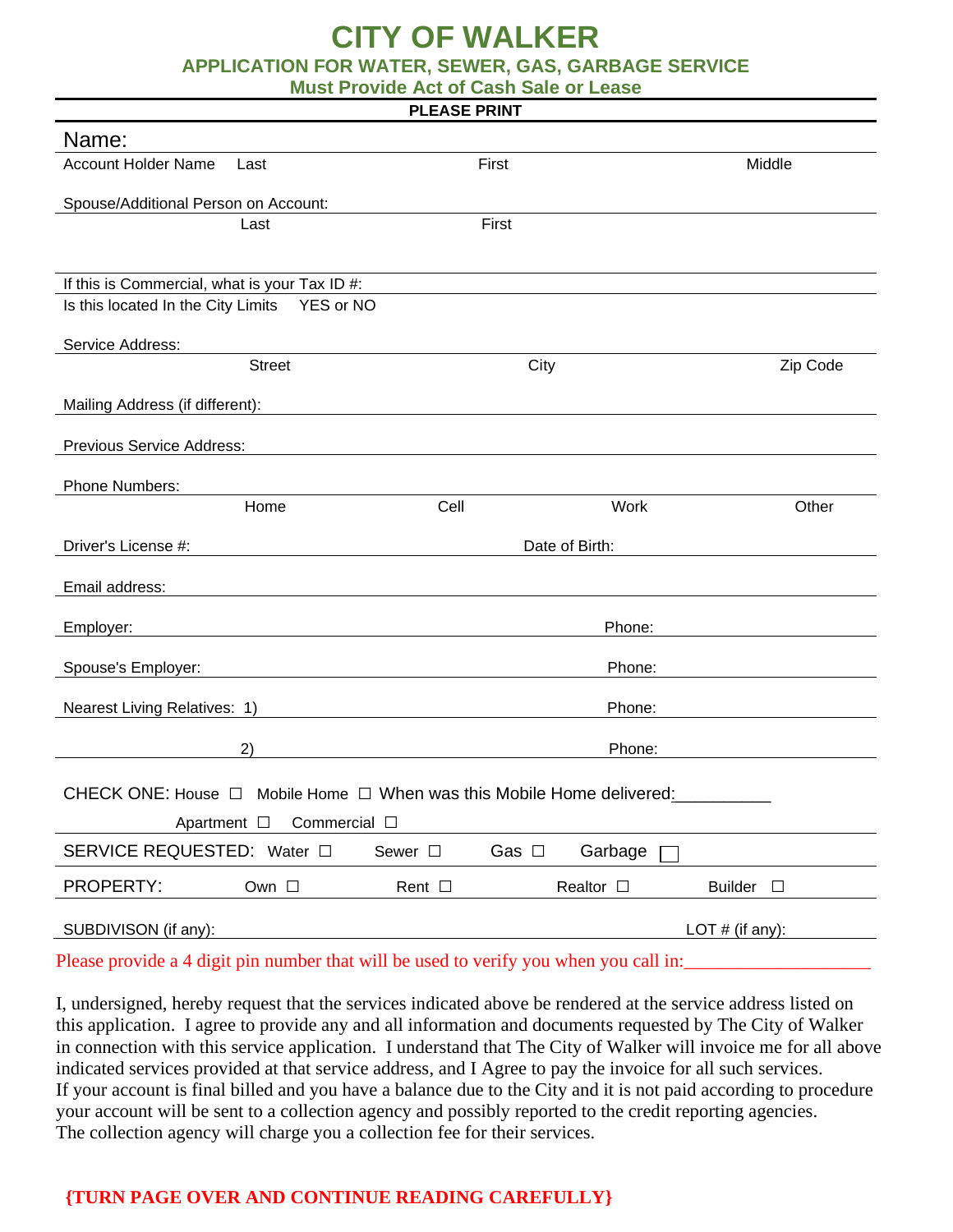# CITY OF WALKER

## APPLICATION FOR WATER, SEWER, GAS, GARBAGE SERVICE

### Must Provide Act of Cash Sale or Lease

**PLEASE PRINT**

Name:

Account Holder Name Last First Middle

Spouse/Additional Person on Account:

Last First

If this is Commercial, what is your Tax ID #:

Is this located In the City Limits YES or NO

Service Address:

Street City Zip Code

Mailing Address (if different):

Previous Service Address:

Phone Numbers:

Home Cell Work Other

Driver's License #: Date of Birth:

Email address:

Employer: Phone:

Spouse's Employer: Phone:

Nearest Living Relatives: 1) Phone:

2) Phone:

CHECK ONE: House ☐ Mobile Home ☐ When was this Mobile Home delivered:__________

Apartment ☐ Commercial ☐

SERVICE REQUESTED: Water ☐ Sewer ☐ Gas ☐ Garbage ☐

PROPERTY: Own ☐ Rent ☐ Realtor ☐ Builder ☐

SUBDIVISON (if any): LOT # (if any):

Please provide a 4 digit pin number that will be used to verify you when you call in:____________________

I, undersigned, hereby request that the services indicated above be rendered at the service address listed on this application. I agree to provide any and all information and documents requested by The City of Walker in connection with this service application. I understand that The City of Walker will invoice me for all above indicated services provided at that service address, and I Agree to pay the invoice for all such services. If your account is final billed and you have a balance due to the City and it is not paid according to procedure your account will be sent to a collection agency and possibly reported to the credit reporting agencies. The collection agency will charge you a collection fee for their services.

**{TURN PAGE OVER AND CONTINUE READING CAREFULLY}**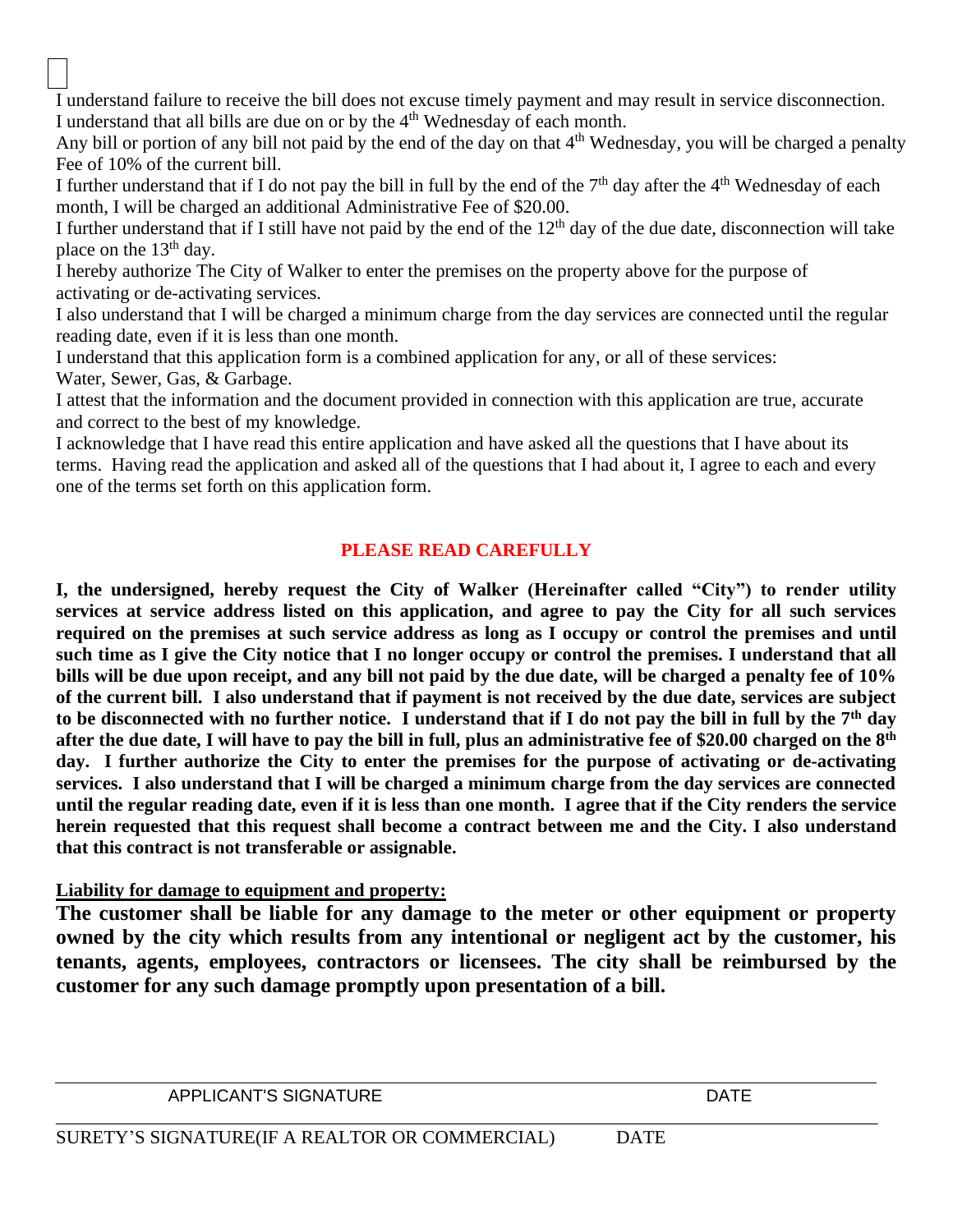☐

I understand failure to receive the bill does not excuse timely payment and may result in service disconnection.
I understand that all bills are due on or by the 4th Wednesday of each month.
Any bill or portion of any bill not paid by the end of the day on that 4th Wednesday, you will be charged a penalty Fee of 10% of the current bill.
I further understand that if I do not pay the bill in full by the end of the 7th day after the 4th Wednesday of each month, I will be charged an additional Administrative Fee of $20.00.
I further understand that if I still have not paid by the end of the 12th day of the due date, disconnection will take place on the 13th day.
I hereby authorize The City of Walker to enter the premises on the property above for the purpose of activating or de-activating services.
I also understand that I will be charged a minimum charge from the day services are connected until the regular reading date, even if it is less than one month.
I understand that this application form is a combined application for any, or all of these services:
Water, Sewer, Gas, & Garbage.
I attest that the information and the document provided in connection with this application are true, accurate and correct to the best of my knowledge.
I acknowledge that I have read this entire application and have asked all the questions that I have about its terms. Having read the application and asked all of the questions that I had about it, I agree to each and every one of the terms set forth on this application form.

## PLEASE READ CAREFULLY

**I, the undersigned, hereby request the City of Walker (Hereinafter called "City") to render utility services at service address listed on this application, and agree to pay the City for all such services required on the premises at such service address as long as I occupy or control the premises and until such time as I give the City notice that I no longer occupy or control the premises. I understand that all bills will be due upon receipt, and any bill not paid by the due date, will be charged a penalty fee of 10% of the current bill. I also understand that if payment is not received by the due date, services are subject to be disconnected with no further notice. I understand that if I do not pay the bill in full by the 7th day after the due date, I will have to pay the bill in full, plus an administrative fee of $20.00 charged on the 8th day. I further authorize the City to enter the premises for the purpose of activating or de-activating services. I also understand that I will be charged a minimum charge from the day services are connected until the regular reading date, even if it is less than one month. I agree that if the City renders the service herein requested that this request shall become a contract between me and the City. I also understand that this contract is not transferable or assignable.**

**Liability for damage to equipment and property:**

**The customer shall be liable for any damage to the meter or other equipment or property owned by the city which results from any intentional or negligent act by the customer, his tenants, agents, employees, contractors or licensees. The city shall be reimbursed by the customer for any such damage promptly upon presentation of a bill.**

______________________________________________________________________________

APPLICANT'S SIGNATURE DATE

______________________________________________________________________________

SURETY'S SIGNATURE(IF A REALTOR OR COMMERCIAL) DATE